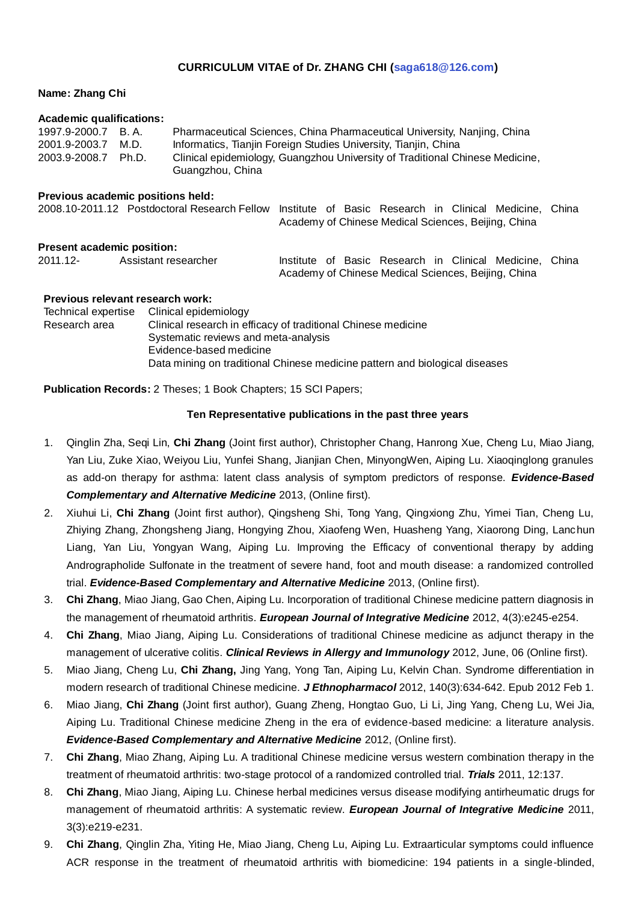**CURRICULUM VITAE of Dr. ZHANG CHI (saga618@126.com)**

**Name: Zhang Chi**

**Academic qualifications:**

| | | |
|---|---|---|
| 1997.9-2000.7 | B. A. | Pharmaceutical Sciences, China Pharmaceutical University, Nanjing, China |
| 2001.9-2003.7 | M.D. | Informatics, Tianjin Foreign Studies University, Tianjin, China |
| 2003.9-2008.7 | Ph.D. | Clinical epidemiology, Guangzhou University of Traditional Chinese Medicine, Guangzhou, China |

**Previous academic positions held:**

| | | |
|---|---|---|
| 2008.10-2011.12 | Postdoctoral Research Fellow | Institute of Basic Research in Clinical Medicine, China Academy of Chinese Medical Sciences, Beijing, China |

**Present academic position:**

| | | |
|---|---|---|
| 2011.12- | Assistant researcher | Institute of Basic Research in Clinical Medicine, China Academy of Chinese Medical Sciences, Beijing, China |

**Previous relevant research work:**

| | |
|---|---|
| Technical expertise | Clinical epidemiology |
| Research area | Clinical research in efficacy of traditional Chinese medicine |
| | Systematic reviews and meta-analysis |
| | Evidence-based medicine |
| | Data mining on traditional Chinese medicine pattern and biological diseases |

**Publication Records:** 2 Theses; 1 Book Chapters; 15 SCI Papers;

**Ten Representative publications in the past three years**

1. Qinglin Zha, Seqi Lin, **Chi Zhang** (Joint first author), Christopher Chang, Hanrong Xue, Cheng Lu, Miao Jiang, Yan Liu, Zuke Xiao, Weiyou Liu, Yunfei Shang, Jianjian Chen, MinyongWen, Aiping Lu. Xiaoqinglong granules as add-on therapy for asthma: latent class analysis of symptom predictors of response. ***Evidence-Based Complementary and Alternative Medicine*** 2013, (Online first).
2. Xiuhui Li, **Chi Zhang** (Joint first author), Qingsheng Shi, Tong Yang, Qingxiong Zhu, Yimei Tian, Cheng Lu, Zhiying Zhang, Zhongsheng Jiang, Hongying Zhou, Xiaofeng Wen, Huasheng Yang, Xiaorong Ding, Lanchun Liang, Yan Liu, Yongyan Wang, Aiping Lu. Improving the Efficacy of conventional therapy by adding Andrographolide Sulfonate in the treatment of severe hand, foot and mouth disease: a randomized controlled trial. ***Evidence-Based Complementary and Alternative Medicine*** 2013, (Online first).
3. **Chi Zhang**, Miao Jiang, Gao Chen, Aiping Lu. Incorporation of traditional Chinese medicine pattern diagnosis in the management of rheumatoid arthritis. ***European Journal of Integrative Medicine*** 2012, 4(3):e245-e254.
4. **Chi Zhang**, Miao Jiang, Aiping Lu. Considerations of traditional Chinese medicine as adjunct therapy in the management of ulcerative colitis. ***Clinical Reviews in Allergy and Immunology*** 2012, June, 06 (Online first).
5. Miao Jiang, Cheng Lu, **Chi Zhang,** Jing Yang, Yong Tan, Aiping Lu, Kelvin Chan. Syndrome differentiation in modern research of traditional Chinese medicine. ***J Ethnopharmacol*** 2012, 140(3):634-642. Epub 2012 Feb 1.
6. Miao Jiang, **Chi Zhang** (Joint first author), Guang Zheng, Hongtao Guo, Li Li, Jing Yang, Cheng Lu, Wei Jia, Aiping Lu. Traditional Chinese medicine Zheng in the era of evidence-based medicine: a literature analysis. ***Evidence-Based Complementary and Alternative Medicine*** 2012, (Online first).
7. **Chi Zhang**, Miao Zhang, Aiping Lu. A traditional Chinese medicine versus western combination therapy in the treatment of rheumatoid arthritis: two-stage protocol of a randomized controlled trial. ***Trials*** 2011, 12:137.
8. **Chi Zhang**, Miao Jiang, Aiping Lu. Chinese herbal medicines versus disease modifying antirheumatic drugs for management of rheumatoid arthritis: A systematic review. ***European Journal of Integrative Medicine*** 2011, 3(3):e219-e231.
9. **Chi Zhang**, Qinglin Zha, Yiting He, Miao Jiang, Cheng Lu, Aiping Lu. Extraarticular symptoms could influence ACR response in the treatment of rheumatoid arthritis with biomedicine: 194 patients in a single-blinded,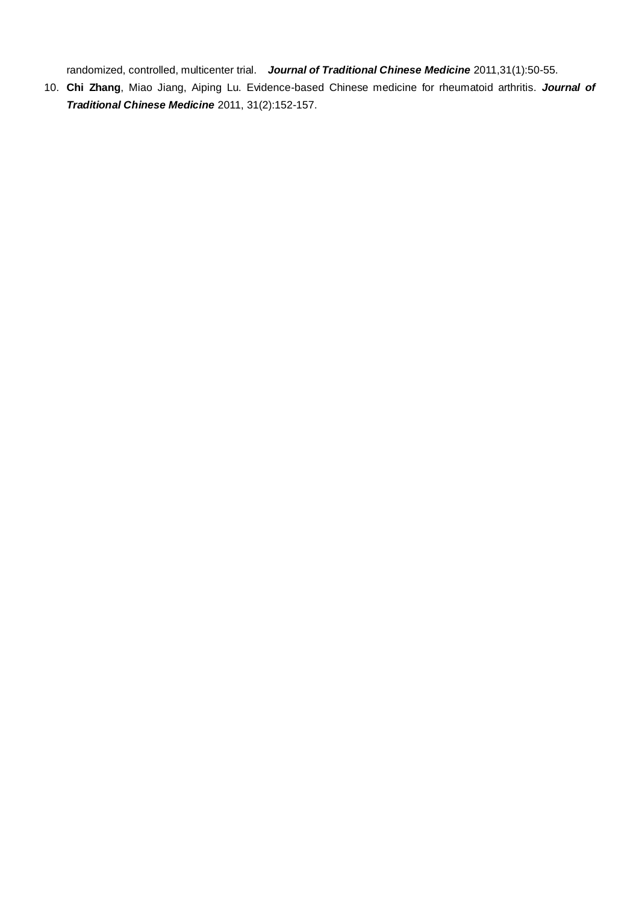randomized, controlled, multicenter trial. ***Journal of Traditional Chinese Medicine*** 2011,31(1):50-55.

10. **Chi Zhang**, Miao Jiang, Aiping Lu. Evidence-based Chinese medicine for rheumatoid arthritis. ***Journal of Traditional Chinese Medicine*** 2011, 31(2):152-157.